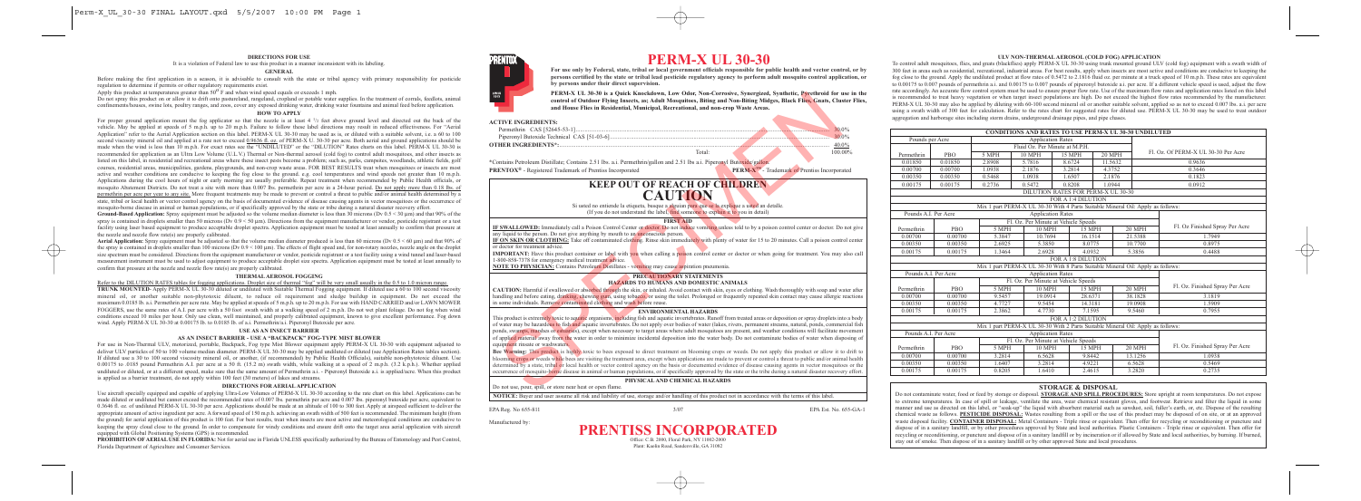## DIRECTIONS FOR USE

It is a violation of Federal law to use this product in a manner inconsistent with its labeling.

### GENERAL

Before making the first application in a season, it is advisable to consult with the state or tribal agency with primary responsibility for pesticide regulation to determine if permits or other regulatory requirements exist.

Apply this product at temperatures greater than 50° F and when wind speed equals or exceeds 1 mph.

Do not spray this product on or allow it to drift onto pastureland, rangeland, cropland or potable water supplies. In the treatment of corrals, feedlots, animal confinements/houses, swine lots, poultry ranges, and zoos, cover any exposed drinking water, drinking water fountains and animal feed before application.

### HOW TO APPLY

For proper ground application mount the fog applicator so that the nozzle is at least 4 ½ feet above ground level and directed out the back of the vehicle. May be applied at speeds of 5 m.p.h. up to 20 m.p.h. Failure to follow these label directions may result in reduced effectiveness. For "Aerial Application" refer to the Aerial Application section on this label. PERM-X UL 30-30 may be used as is, or diluted with a suitable solvent, i.e. a 60 to 100 second viscosity mineral oil and applied at a rate not to exceed 0.9636 fl. oz. of PERM-X U. 30-30 per acre. Both aerial and ground applications should be made when the wind is less than 10 mph. For exact rates see the "UNDILUTED" or the "DILUTION" Rates charts on this label. PERM-X UL 30-30 is recommended for application as an Ultra Low Volume (U.L.V) Thermal or Non-thermal aerosol (cold fog) to control adult mosquitoes, and other insects as listed on this label, in residential and recreational areas where these insect pests become a problem; such as, parks, campsites, woodlands, athletic fields, golf courses, residential areas, municipalities, gardens, playgrounds, and non-crop waste areas. FOR BEST RESULTS treat when mosquitoes or insects are most active and weather conditions are conducive to keeping the fog close to the ground, e.g. cool temperatures and wind speeds not greater than 10 m.p.h. Applications during the cool hours of night or early morning are usually preferable. Repeat treatment when recommended by Public Health officials, or mosquito Abatement Districts. Do not treat a site with more than 0.007 lbs. permethrin per acre in a 24-hour period. Do not apply more than 0.18 lbs. of permethrin per acre per year to any site. More frequent treatments may be made to prevent or control a threat to public and/or animal health determined by a state, tribal or local health or vector control agency on the basis of documented evidence of disease causing agents in vector mosquitoes or the occurrence of mosquito-borne disease in animal or human populations, or if specifically approved by the state or tribe during a natural disaster recovery effort.

**Ground-Based Application:** Spray equipment must be adjusted so the volume median diameter is less than 30 microns (Dv 0.5 < 30 μm) and that 90% of the spray is contained in droplets smaller than 50 microns (Dv 0.9 < 50 μm). Directions from the equipment manufacturer or vendor, pesticide registrant or a test facility using laser-based equipment to produce acceptable droplet spectra. Application equipment must be tested at least annually to confirm that pressure at the nozzle and nozzle flow rate(s) are properly calibrated.

**Aerial Application:** Spray equipment must be adjusted so that the volume median diameter produced is less than 60 microns (Dv 0.5 < 60 μm) and that 90% of the spray is contained in droplets smaller than 100 microns (Dv 0.9 < 100 μm). The effects of flight speed and, for non-rotary nozzles, nozzle angle on the droplet size spectrum must be considered. Directions from the equipment manufacturer or vendor, pesticide registrant or a test facility using a wind tunnel and laser-based measurement instrument must be used to adjust equipment to produce acceptable droplet size spectra. Application equipment must be tested at least annually to confirm that pressure at the nozzle and nozzle flow rate(s) are properly calibrated.

### THERMAL AEROSOL FOGGING

Refer to the DILUTION RATES tables for fogging applications. Droplet size of thermal "fog" will be very small usually in the 0.5 to 1.0 micron range.

**TRUNK MOUNTED-** Apply PERM-X UL 30-30 diluted or undiluted with Suitable Thermal Fogging equipment. If diluted use a 60 to 100 second viscosity mineral oil, or another suitable non-phytotoxic diluent, to reduce oil requirement and sludge buildup in equipment. Do not exceed the maximum 0.0018 lb. a.i. Permethrin per acre rate. May be applied at speeds of 5 m.p.h. up to 20 m.p.h. For use with HAND CARRIED and/or LAWN MOWER FOGGERS, use the same rates of A.I. per acre with a 50 foot swath width at a walking speed of 2 m.p.h. Do not fog when wind conditions exceed 10 miles per hour. Only use clean, well-maintained, and properly calibrated equipment, known to give excellent performance. Fog down wind. Apply PERM-X UL 30-30 at 0.00175 lb. to 0.0185 lb. of a.i. Permethrin/a.i. Piperonyl Butoxide per acre.

### USE AS AN INSECT BARRIER

#### AS AN INSECT BARRIER - USE A "BACKPACK" FOG-TYPE MIST BLOWER

For use in Non-Thermal ULV, motorized, portable, Backpack, Fog type Mist Blower equipment apply PERM-X UL 30-30 with equipment adjusted to deliver ULV particles of 50 to 100 volume median diameter. PERM-X UL 30-30 may be applied undiluted or diluted (see Application Rates tables section). If diluted use a 30 to 100 second viscosity mineral oil, or another, (if recommended) by Public Health Official(s), suitable non-phytotoxic diluent. Use 0.00175 to .0185 pound Permethrin A.I. per acre at a 50 ft. (15.2 m) swath width, while walking at a speed of 2 m.p.h. (3.2 k.p.h.). Whether applied undiluted or diluted, or at a different speed, make sure that the same amount of Permethrin a.i. - Piperonyl Butoxide a.i. is applied/acre. When this product is applied as a barrier treatment, do not apply within 100 feet (30 meters) of lakes and streams.

### DIRECTIONS FOR AERIAL APPLICATION

Use aircraft specially equipped and capable of applying Ultra-Low Volumes of PERM-X UL 30-30 according to the rate chart on this label. Applications can be made diluted or undiluted but cannot exceed the recommended rates of 0.007 lbs. permethrin per acre and 0.007 lbs. piperonyl butoxide per acre, equivalent to 0.3646 fl. oz. of undiluted PERM-X UL 30-30 per acre. Applications should be made at an altitude of 100 to 300 feet. Apply at airspeed sufficient to deliver the appropriate amount of active ingredient per acre. A forward speed of 150 m.p.h. achieving an swath width of 500 feet is recommended. The minimum height (from the ground) for aerial application of this product is 100 feet. For best results, treat when insects are most active and meteorological conditions are conducive to keeping the spray cloud close to the ground. In order to compensate for windy conditions and ensure drift onto the target area aerial application with aircraft equipped with Global Positioning Systems (GPS) is recommended.

**PROHIBITION OF AERIAL USE IN FLORIDA:** Not for aerial use in Florida UNLESS specifically authorized by the Bureau of Entomology and Pest Control, Florida Department of Agriculture and Consumer Services.

# PERM-X UL 30-30

**For use only by Federal, state, tribal or local government officials responsible for public health and vector control, or by persons certified by the state or tribal lead pesticide regulatory agency to perform adult mosquito control application, or by persons under their direct supervision.**

**PERM-X UL 30-30 is a Quick Knockdown, Low Odor, Non-Corrosive, Synergized, Synthetic, Pyrethroid for use in the control of Outdoor Flying Insects, as; Adult Mosquitoes, Biting and Non-Biting Midges, Black Flies, Gnats, Cluster Flies, and House Flies in Residential, Municipal, Recreational, and non-crop Waste Areas.**

**ACTIVE INGREDIENTS:**

| | |
|---|---|
| Permethrin: CAS [52645-53-1] | 30.0% |
| Piperonyl Butoxide Technical CAS [51-03-6] | 30.0% |
| **OTHER INGREDIENTS\*:** | 40.0% |
| Total: | 100.00% |

\*Contains Petroleum Distillate; Contains 2.51 lbs. a.i. Permethrin/gallon and 2.51 lbs a.i. Piperonyl Butoxide/gallon.

**PRENTOX®** - Registered Trademark of Prentiss Incorporated **PERMA™** - Trademark of Prentiss Incorporated

## KEEP OUT OF REACH OF CHILDREN
# CAUTION

Si usted no entiende la etiqueta, busque a alguien para que se la explique a usted en detalle.
(If you do not understand the label, find someone to explain it to you in detail)

### FIRST AID

**IF SWALLOWED:** Immediately call a Poison Control Center or doctor. Do not induce vomiting unless told to by a poison control center or doctor. Do not give any liquid to the person. Do not give anything by mouth to an unconscious person.

**IF ON SKIN OR CLOTHING:** Take off contaminated clothing. Rinse skin immediately with plenty of water for 15 to 20 minutes. Call a poison control center or doctor for treatment advice.

**IMPORTANT:** Have the product container or label with you when calling a poison control center or doctor or when going for treatment. You may also call 1-800-858-7378 for emergency medical treatment advice.

**NOTE TO PHYSICIAN:** Contains Petroleum Distillates - vomiting may cause aspiration pneumonia.

### PRECAUTIONARY STATEMENTS
#### HAZARDS TO HUMANS AND DOMESTIC ANIMALS

**CAUTION:** Harmful if swallowed or absorbed through the skin, or inhaled. Avoid contact with skin, eyes or clothing. Wash thoroughly with soap and water after handling and before eating, drinking, chewing gum, using tobacco, or using the toilet. Prolonged or frequently repeated skin contact may cause allergic reactions in some individuals. Remove contaminated clothing and wash before reuse.

#### ENVIRONMENTAL HAZARDS

This product is extremely toxic to aquatic organisms, including fish and aquatic invertebrates. Runoff from treated areas or deposition or spray droplets into a body of water may be hazardous to fish and aquatic invertebrates. Do not apply over bodies of water (lakes, rivers, permanent streams, natural, ponds, commercial fish ponds, swamps, marshes or estuaries), except when necessary to target areas where adult mosquitoes are present, and weather conditions will facilitate movement of applied material away from the water in order to minimize incidental deposition into the water body. Do not contaminate bodies of water when disposing of equipment rinsate or washwaters.

**Bee Warning:** This product is highly toxic to bees exposed to direct treatment on blooming crops or weeds. Do not apply this product or allow it to drift to blooming crops or weeds while bees are visiting the treatment area, except when applications are made to prevent or control a threat to public and/or animal health determined by a state, tribal or local health or vector control agency on the basis of documented evidence of disease causing agents in vector mosquitoes or the occurrence of mosquito-borne disease in animal or human populations, or if specifically approved by the state or the tribe during a natural disaster recovery effort.

#### PHYSICAL AND CHEMICAL HAZARDS

Do not use, pour, spill, or store near heat or open flame.

**NOTICE:** Buyer and user assume all risk and liability of use, storage and/or handling of this product not in accordance with the terms of this label.

EPA Reg. No 655-811 3/07 EPA Est. No. 655-GA-1

Manufactured by:

## PRENTISS INCORPORATED

Office: C.B. 2000, Floral Park, NY 11002-2000
Plant: Kaolin Road, Sandersville, GA 31082

### ULV NON-THERMAL AEROSOL (COLD FOG) APPLICATION

To control adult mosquitoes, flies, and gnats (blackflies) apply PERM-X UL 30-30 using truck mounted ground ULV (cold fog) equipment with a swath width of 300 feet in areas such as residential, recreational, industrial areas. For best results, apply when insects are most active and conditions are conducive to keeping the fog close to the ground. Apply the undiluted product at flow rates of 0.5472 to 2.1816 fluid oz. per minute at a truck speed of 10 m.p.h. These rates are equivalent to 0.00175 to 0.007 pounds of permethrin a.i. and 0.00175 to 0.007 pounds of piperonyl butoxide a.i. per acre. If a different vehicle speed is used, adjust the flow rate accordingly. An accurate flow control system must be used to ensure proper flow rate. Use of the maximum flow rates and application rates listed on this label is recommended to treat heavy vegetation or when target insect populations are high. Do not exceed the highest flow rates recommended by the manufacturer. PERM-X UL 30-30 may also be applied by diluting with 60-100 second mineral oil or another suitable solvent, applied so as not to exceed 0.007 lbs. a.i. per acre using a swath width of 300 feet for calculation. Refer to the rates chart for suggested rates for diluted use. PERM-X UL 30-30 may be used to treat outdoor aggregation and harborage sites including storm drains, underground drainage pipes, and pipe chases.

| CONDITIONS AND RATES TO USE PERM-X UL 30-30 UNDILUTED | | | | | | |
|---|---|---|---|---|---|---|
| Pounds per Acre | | Application Rates | | | | |
| | | Fluid Oz. Per Minute at M.P.H. | | | | Fl. Oz. Of PERM-X UL 30-30 Per Acre |
| Permethrin | PBO | 5 MPH | 10 MPH | 15 MPH | 20 MPH | |
| 0.01850 | 0.01850 | 2.8908 | 5.7816 | 8.6724 | 11.5632 | 0.9636 |
| 0.00700 | 0.00700 | 1.0938 | 2.1876 | 3.2814 | 4.3752 | 0.3646 |
| 0.00350 | 0.00350 | 0.5468 | 1.0938 | 1.6507 | 2.1876 | 0.1823 |
| 0.00175 | 0.00175 | 0.2736 | 0.5472 | 0.8208 | 1.0944 | 0.0912 |

| DILUTION RATES FOR PERM-X UL 30-30 | | | | | | |
|---|---|---|---|---|---|---|
| FOR A 1:4 DILUTION | | | | | | |
| Mix 1 part PERM-X UL 30-30 With 4 Parts Suitable Mineral Oil: Apply as follows: | | | | | | |
| Pounds A.I. Per Acre | | Application Rates | | | | |
| | | Fl. Oz. Per Minute at Vehicle Speeds | | | | Fl. Oz. Finished Spray Per Acre |
| Permethrin | PBO | 5 MPH | 10 MPH | 15 MPH | 20 MPH | |
| 0.00700 | 0.00700 | 5.3847 | 10.7694 | 16.1514 | 21.5388 | 1.7949 |
| 0.00350 | 0.00350 | 2.6925 | 5.3850 | 8.0775 | 10.7700 | 0.8975 |
| 0.00175 | 0.00175 | 1.3464 | 2.6928 | 4.0932 | 5.3856 | 0.4488 |
| FOR A 1:8 DILUTION | | | | | | |
| Mix 1 part PERM-X UL 30-30 With 8 Parts Suitable Mineral Oil: Apply as follows: | | | | | | |
| Pounds A.I. Per Acre | | Application Rates | | | | |
| | | Fl. Oz. Per Minute at Vehicle Speeds | | | | Fl. Oz. Finished Spray Per Acre |
| Permethrin | PBO | 5 MPH | 10 MPH | 15 MPH | 20 MPH | |
| 0.00700 | 0.00700 | 9.5457 | 19.0914 | 28.6371 | 38.1828 | 3.1819 |
| 0.00350 | 0.00350 | 4.7727 | 9.5454 | 14.3181 | 19.0908 | 1.5909 |
| 0.00175 | 0.00175 | 2.3862 | 4.7730 | 7.1595 | 9.5460 | 0.7955 |
| FOR A 1:2 DILUTION | | | | | | |
| Mix 1 part PERM-X UL 30-30 With 2 Parts Suitable Mineral Oil: Apply as follows: | | | | | | |
| Pounds A.I. Per Acre | | Application Rates | | | | |
| | | Fl. Oz. Per Minute at Vehicle Speeds | | | | Fl. Oz. Finished Spray Per Acre |
| Permethrin | PBO | 5 MPH | 10 MPH | 15 MPH | 20 MPH | |
| 0.00700 | 0.00700 | 3.2814 | 6.5628 | 9.8442 | 13.1256 | 1.0938 |
| 0.00350 | 0.00350 | 1.6407 | 3.2814 | 4.9221 | 6.5628 | 0.5469 |
| 0.00175 | 0.00175 | 0.8205 | 1.6410 | 2.4615 | 3.2820 | 0.2735 |

### STORAGE & DISPOSAL

Do not contaminate water, food or feed by storage or disposal. **STORAGE AND SPILL PROCEDURES:** Store upright at room temperatures. Do not expose to extreme temperatures. In case of spill or leakage, ventilate the area, wear chemical resistant gloves, and footwear. Retrieve and filter the liquid in some manner and use as directed on this label, or "soak-up" the liquid with absorbent material such as sawdust, soil, fuller's earth, etc. Dispose of the resulting chemical waste as follows. **PESTICIDE DISPOSAL:** Wastes resulting from a spill or the use of this product may be disposed of on site, or at an approved waste disposal facility. **CONTAINER DISPOSAL:** Metal Containers - Triple rinse or equivalent. Then offer for recycling or reconditioning or puncture and dispose of in a sanitary landfill, or by other procedures approved by State and local authorities. Plastic Containers - Triple rinse or equivalent. Then offer for recycling or reconditioning, or puncture and dispose of in a sanitary landfill or by incineration or if allowed by State and local authorities, by burning. If burned, stay out of smoke. Then dispose of in a sanitary landfill or by other approved State and local procedures.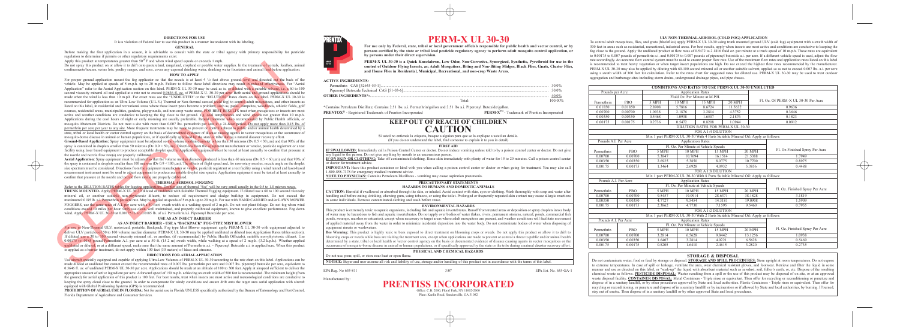# DIRECTIONS FOR USE

It is a violation of Federal law to use this product in a manner inconsistent with its labeling.

## GENERAL

Before making the first application in a season, it is advisable to consult with the state or tribal agency with primary responsibility for pesticide regulation to determine if permits or other regulatory requirements exist.

Apply this product at temperatures greater than 50° F and when wind speed equals or exceeds 1 mph.

Do not spray this product on or allow it to drift onto pastureland, rangeland, cropland or potable water supplies. In the treatment of corrals, feedlots, animal confinements/houses, swine lots, poultry ranges, and zoos, cover any exposed drinking water, drinking water fountains and animal feed before application.

## HOW TO APPLY

For proper ground application mount the fog applicator so that the nozzle is at least 4 ½ feet above ground level and directed out the back of the vehicle. May be applied at speeds of 5 m.p.h. up to 20 m.p.h. Failure to follow these label directions may result in reduced effectiveness. For "Aerial Application" refer to the Aerial Application section on this label. PERM-X UL 30-30 may be used as is, or diluted with a suitable solvent, i.e. a 60 to 100 second viscosity mineral oil and applied at a rate not to exceed 0.0036 fl. oz. of PERM-X U. 30-30 per acre. Both aerial and ground applications should be made when the wind is less than 10 m.p.h. For exact rates see the "UNDILUTED" or the "DILUTION" Rates charts on this label. PERM-X UL 30-30 is recommended for application as an Ultra Low Volume (U.L.V.) Thermal or Non-thermal aerosol (cold fog) to control adult mosquitoes, and other insects as listed on this label, in residential and recreational areas where these insect pests become a problem, such as, parks, campsites, woodlands, athletic fields, golf courses, residential areas, municipalities, gardens, playgrounds, and non-crop waste areas. FOR BEST RESULTS treat when mosquitoes or insects are most active and weather conditions are conducive to keeping the fog close to the ground, e.g. cool temperatures and wind speeds not greater than 10 m.p.h. Applications during the cool hours of night or early morning are usually preferable. Repeat treatment when recommended by Public Health officials, or mosquito Abatement Districts. Do not treat a site with more than 0.007 lbs. permethrin per acre in a 24-hour period. Do not apply more than 0.18 lbs. of permethrin per acre per year to any site. More frequent treatments may be made to prevent or control a threat to public and/or animal health determined by a state, tribal or local health or vector control agency on the basis of documented evidence of disease causing agents in vector mosquitoes or the occurrence of mosquito-borne disease in animal or human populations, or if specifically approved by the state or tribe during a natural disaster recovery effort.

**Ground-Based Application:** Spray equipment must be adjusted so the volume median diameter is less than 30 microns (Dv 0.5 < 30 µm) and that 90% of the spray is contained in droplets smaller than 50 microns (Dv 0.9 < 50 µm). Directions from the equipment manufacturer or vendor, pesticide registrant or a test facility using laser-based equipment to produce acceptable droplet spectra. Application equipment must be tested at least annually to confirm that pressure at the nozzle and nozzle flow rate(s) are properly calibrated.

**Aerial Application:** Spray equipment must be adjusted so that the volume median diameter produced is less than 60 microns (Dv 0.5 < 60 µm) and that 90% of the spray is contained in droplets smaller than 100 microns (Dv 0.9 < 100 µm). The effects of flight speed and, for non-rotary nozzles, nozzle angle on the droplet size spectrum must be considered. Directions from the equipment manufacturer or vendor, pesticide registrant or a test facility using a wind tunnel and laser-based measurement instrument must be used to adjust equipment to produce acceptable droplet size spectra. Application equipment must be tested at least annually to confirm that pressure at the nozzle and nozzle flow rate(s) are properly calibrated.

## THERMAL AEROSOL FOGGING

Refer to the DILUTION RATES tables for fogging applications. Droplet size of thermal "fog" will be very small usually in the 0.5 to 1.0 micron range.

**TRUNK MOUNTED:** Apply PERM-X UL 30-30 diluted or undiluted with Suitable Thermal Fogging equipment. If diluted use a 60 to 100 second viscosity mineral oil, or another suitable non-phytotoxic diluent, to reduce oil requirement and sludge buildup in equipment. Do not exceed the maximum 0.0188 lb. a.i. Permethrin per acre rate. May be applied at speeds of 5 m.p.h. up to 20 m.p.h. For use with HAND CARRIED and/or LAWN MOWER FOGGERS, use the same rates of A.I. per acre with a 50 foot swath width at a walking speed of 2 m.p.h. Do not wet plant foliage. Do not fog when wind conditions exceed 10 miles per hour. Only use clean, well maintained, and properly calibrated equipment, known to give excellent performance. Fog down wind. Apply PERM-X UL 30-30 at 0.00175 lb. to 0.0188 lb. of a.i. Permethrin/a.i. Piperonyl Butoxide per acre.

## USE AS AN INSECT BARRIER

### AS AN INSECT BARRIER - USE A "BACKPACK" FOG-TYPE MIST BLOWER

For use in Non-Thermal ULV, motorized, portable, Backpack, Fog type Mist Blower equipment apply PERM-X UL 30-30 with equipment adjusted to deliver ULV particles of 50 to 100 volume median diameter. PERM-X UL 30-30 may be applied undiluted or diluted (see Application Rates tables sections). If diluted use a 30 to 100 second viscosity mineral oil, or another, (if recommended) by Public Health Official(s), suitable non-phytotoxic diluent. Use 0.00125 to .0188 pound Permethrin A.I. per acre at a 50 ft. (15.2 m) swath width, while walking at a speed of 2 m.p.h. (3.2 k.p.h.). Whether applied undiluted or diluted, or at a different speed, make sure that the same amount of Permethrin a.i. - Piperonyl Butoxide a.i. is applied/acre. When this product is applied as a barrier treatment, do not apply within 100 feet (30 meters) of lakes and streams.

## DIRECTIONS FOR AERIAL APPLICATION

Use aircraft specially equipped and capable of applying Ultra-Low Volume of PERM-X UL 30-30 according to the rate chart on this label. Applications can be made diluted or undiluted but cannot exceed the recommended rates of 0.007 lbs. permethrin per acre and 0.007 lbs. piperonyl butoxide per acre, equivalent to 0.3646 fl. oz. of undiluted PERM-X UL 30-30 per acre. Applications should be made at an altitude of 100 to 300 feet. Apply at airspeed sufficient to deliver the appropriate amount of active ingredient per acre. A forward speed of 150 m.p.h. achieving an swath width of 500 feet is recommended. The minimum height (from the ground) for aerial application of this product is 100 feet. For best results, treat when insects are most active and meteorological conditions are conducive to keeping the spray cloud close to the ground. In order to compensate for windy conditions and ensure drift onto the target area aerial application with aircraft equipped with Global Positioning Systems (GPS) is recommended.

**PROHIBITION OF AERIAL USE IN FLORIDA:** Not for aerial use in Florida UNLESS specifically authorized by the Bureau of Entomology and Pest Control, Florida Department of Agriculture and Consumer Services.

# PERM-X UL 30-30

**For use only by Federal, state, tribal or local government officials responsible for public health and vector control, or by persons certified by the state or tribal lead pesticide regulatory agency to perform adult mosquito control application, or by persons under their direct supervision.**

**PERM-X UL 30-30 is a Quick Knockdown, Low Odor, Non-Corrosive, Synergized, Synthetic Pyrethroid for use in the control of Outdoor Flying Insects, as: Adult Mosquitoes, Biting and Non-Biting Midges, Black Flies, Gnats, Cluster Flies, and House Flies in Residential, Municipal, Recreational, and non-crop Waste Areas.**

**ACTIVE INGREDIENTS:**

| | |
|---|---|
| Permethrin: CAS [52645-53-1] | 30.0% |
| Piperonyl Butoxide Technical: CAS [51-03-6] | 30.0% |
| **OTHER INGREDIENTS\*:** | 40.0% |
| Total: | 100.00% |

\*Contains Petroleum Distillate; Contains 2.51 lbs. a.i. Permethrin/gallon and 2.51 lbs a.i. Piperonyl Butoxide/gallon.

**PRENTOX®** - Registered Trademark of Prentiss Incorporated **PERMA-X™**- Trademark of Prentiss Incorporated

# KEEP OUT OF REACH OF CHILDREN
# CAUTION

Si usted no entiende la etiqueta, busque a alguien para que se la explique a usted en detalle.
(If you do not understand the label, find someone to explain it to you in detail)

## FIRST AID

**IF SWALLOWED:** Immediately call a Poison Control Center or doctor. Do not induce vomiting unless told to by a poison control center or doctor. Do not give any liquid to the person. Do not give anything by mouth to an unconscious person.

**IF ON SKIN OR CLOTHING:** Take off contaminated clothing. Rinse skin immediately with plenty of water for 15 to 20 minutes. Call a poison control center or doctor for treatment advice.

**IMPORTANT:** Have this product container or label with you when calling a poison control center or doctor or when going for treatment. You may also call 1-800-858-7378 for emergency medical treatment advice.

**NOTE TO PHYSICIAN:** Contains Petroleum Distillates - vomiting may cause aspiration pneumonia.

## PRECAUTIONARY STATEMENTS

### HAZARDS TO HUMANS AND DOMESTIC ANIMALS

**CAUTION:** Harmful if swallowed or absorbed through the skin, or inhaled. Avoid contact with skin, eyes or clothing. Wash thoroughly with soap and water after handling and before eating, drinking, chewing gum, using tobacco, or using the toilet. Prolonged or frequently repeated skin contact may cause allergic reactions in some individuals. Remove contaminated clothing and wash before reuse.

### ENVIRONMENTAL HAZARDS

This product is extremely toxic to aquatic organisms, including fish and aquatic invertebrates. Runoff from treated areas or deposition or spray droplets into a body of water may be hazardous to fish and aquatic invertebrates. Do not apply over bodies of water (lakes, rivers, permanent streams, natural, ponds, commercial fish ponds, swamps, marshes or estuaries), except when necessary to target areas where adult mosquitoes are present, and weather conditions will facilitate movement of applied material away from the water in order to minimize incidental deposition into the water body. Do not contaminate bodies of water when disposing of equipment rinsate or washwaters.

**Bee Warning:** This product is highly toxic to bees exposed to direct treatment on blooming crops or weeds. Do not apply this product or allow it to drift to blooming crops or weeds while bees are visiting the treatment area, except when applications are made to prevent or control a threat to public and/or animal health determined by a state, tribal or local health or vector control agency on the basis of documented evidence of disease causing agents in vector mosquitoes or the occurrence of mosquito-borne disease in animal or human populations, or if specifically approved by the state or the tribe during a natural disaster recovery effort.

### PHYSICAL AND CHEMICAL HAZARDS

Do not use, pour, spill, or store near heat or open flame.

**NOTICE:** Buyer and user assume all risk and liability of use, storage and/or handling of this product not in accordance with the terms of this label.

EPA Reg. No 655-811 3/07 EPA Est. No. 655-GA-1

Manufactured by:

# PRENTISS INCORPORATED

Office: C.B. 2000, Floral Park, NY 11002-2000
Plant: Kaolin Road, Sandersville, GA 31082

## ULV NON-THERMAL AEROSOL (COLD FOG) APPLICATION

To control adult mosquitoes, flies, and gnats (blackflies) apply PERM-X UL 30-30 using trunk mounted ground ULV (cold fog) equipment with a swath width of 300 feet in areas such as residential, recreational, industrial areas. For best results, apply when insects are most active and conditions are conducive to keeping the fog close to the ground. Apply the undiluted product at flow rates of 0.5472 to 2.1816 fluid oz. per minute at a truck speed of 10 m.p.h. These rates are equivalent to 0.00175 to 0.007 pounds of permethrin a.i. and 0.00175 to 0.007 pounds of piperonyl butoxide a.i. per acre. If a different vehicle speed is used, adjust the flow rate accordingly. An accurate flow control system must be used to ensure proper flow rate. Use of the maximum flow rates and application rates listed on this label is recommended to treat heavy vegetation or when target insect populations are high. Do not exceed the highest flow rates recommended by the manufacturer. PERM-X UL 30-30 may also be applied by diluting with 60-100 second mineral oil or another suitable solvent, applied so as not to exceed 0.007 lbs. a.i. per acre using a swath width of 300 feet for calculation. Refer to the rates chart for suggested rates for diluted use. PERM-X UL 30-30 may be used to treat outdoor aggregation and harborage sites including storm drains, underground drainage pipes, and pipe chases.

| CONDITIONS AND RATES TO USE PERM-X UL 30-30 UNDILUTED | | | | | | |
|---|---|---|---|---|---|---|
| Pounds per Acre | | Application Rates | | | | Fl. Oz. Of PERM-X UL 30-30 Per Acre |
| | | Fluid Oz. Per Minute at M.P.H. | | | | |
| Permethrin | PBO | 5 MPH | 10 MPH | 15 MPH | 20 MPH | |
| 0.01850 | 0.01850 | 2.8908 | 5.7816 | 8.6724 | 11.5632 | 0.9636 |
| 0.00700 | 0.00700 | 1.0938 | 2.1876 | 3.2814 | 4.3752 | 0.3646 |
| 0.00350 | 0.00350 | 0.5468 | 1.0938 | 1.6507 | 2.1876 | 0.1823 |
| 0.00175 | 0.00175 | 0.2736 | 0.5472 | 0.8208 | 1.0944 | 0.0912 |

| DILUTION RATES FOR PERM-X UL 30-30 | | | | | | |
|---|---|---|---|---|---|---|
| FOR A 1:4 DILUTION | | | | | | |
| Mix 1 part PERM-X UL 30-30 With 4 Parts Suitable Mineral Oil: Apply as follows: | | | | | | |
| Pounds A.I. Per Acre | | Application Rates | | | | Fl. Oz. Finished Spray Per Acre |
| | | Fl. Oz. Per Minute at Vehicle Speeds | | | | |
| Permethrin | PBO | 5 MPH | 10 MPH | 15 MPH | 20 MPH | |
| 0.00700 | 0.00700 | 5.3847 | 10.7694 | 16.1514 | 21.5388 | 1.7949 |
| 0.00350 | 0.00350 | 2.6925 | 5.3850 | 8.0775 | 10.7700 | 0.8975 |
| 0.00175 | 0.00175 | 1.3464 | 2.6928 | 4.0932 | 5.3856 | 0.4488 |

| FOR A 1:8 DILUTION | | | | | | |
|---|---|---|---|---|---|---|
| Mix 1 part PERM-X UL 30-30 With 8 Parts Suitable Mineral Oil: Apply as follows: | | | | | | |
| Pounds A.I. Per Acre | | Application Rates | | | | Fl. Oz. Finished Spray Per Acre |
| | | Fl. Oz. Per Minute at Vehicle Speeds | | | | |
| Permethrin | PBO | 5 MPH | 10 MPH | 15 MPH | 20 MPH | |
| 0.00700 | 0.00700 | 9.5457 | 19.0914 | 28.6371 | 38.1828 | 3.1819 |
| 0.00350 | 0.00350 | 4.7727 | 9.5454 | 14.3181 | 19.0908 | 1.5909 |
| 0.00175 | 0.00175 | 2.3862 | 4.7730 | 7.1395 | 9.5460 | 0.7955 |

| FOR A 1:2 DILUTION | | | | | | |
|---|---|---|---|---|---|---|
| Mix 1 part PERM-X UL 30-30 With 2 Parts Suitable Mineral Oil: Apply as follows: | | | | | | |
| Pounds A.I. Per Acre | | Application Rates | | | | Fl. Oz. Finished Spray Per Acre |
| | | Fl. Oz. Per Minute at Vehicle Speeds | | | | |
| Permethrin | PBO | 5 MPH | 10 MPH | 15 MPH | 20 MPH | |
| 0.00700 | 0.00700 | 3.2814 | 6.5628 | 9.8442 | 13.1256 | 1.0938 |
| 0.00350 | 0.00350 | 1.6407 | 3.2814 | 4.9221 | 6.5628 | 0.5469 |
| 0.00175 | 0.00175 | 0.8205 | 1.6410 | 2.4615 | 3.2820 | 0.2735 |

## STORAGE & DISPOSAL

Do not contaminate water, food or feed by storage or disposal. **STORAGE AND SPILL PROCEDURES:** Store upright at room temperatures. Do not expose to extreme temperatures. In case of spill or leakage, ventilate the area, wear chemical resistant gloves, and footwear. Retrieve and filter the liquid in some manner and use as directed on this label, or "soak-up" the liquid with absorbent material such as sawdust, soil, fuller's earth, or, etc. Dispose of the resulting chemical waste as follows. **PESTICIDE DISPOSAL:** Wastes resulting from a spill or the use of this product may be disposed of on site, or at an approved waste disposal facility. **CONTAINER DISPOSAL:** Metal Containers - Triple rinse or equivalent. Then offer for recycling or reconditioning or puncture and dispose of in a sanitary **landfill**, or by other procedures approved by State and local authorities. Plastic Containers - Triple rinse or equivalent. Then offer for recycling or reconditioning, or puncture and dispose of in a sanitary landfill or by incineration or if allowed by State and local authorities, by burning. If burned, stay out of smoke. Then dispose of in a sanitary landfill or by other approved State and local procedures.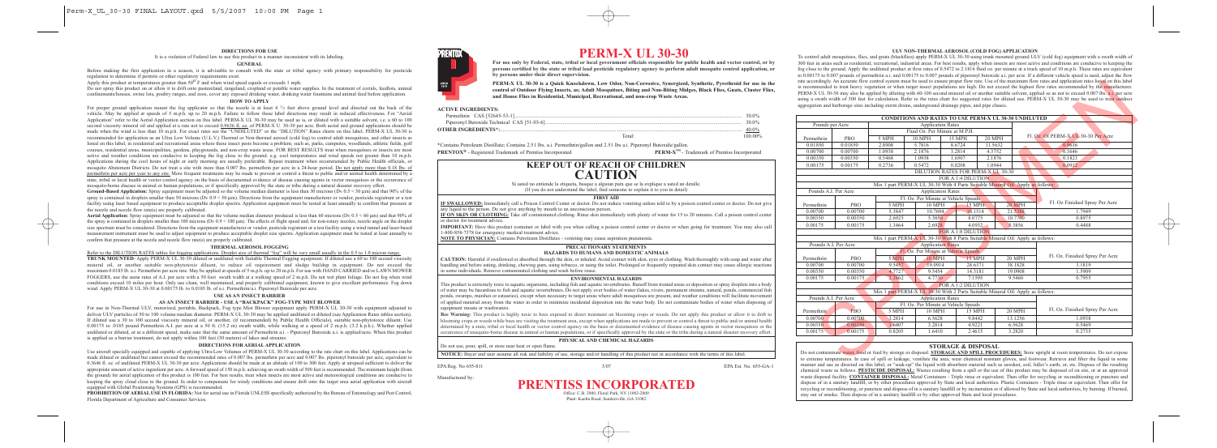## DIRECTIONS FOR USE

It is a violation of Federal law to use this product in a manner inconsistent with its labeling.

### GENERAL

Before making the first application in a season, it is advisable to consult with the state or tribal agency with primary responsibility for pesticide regulation to determine if permits or other regulatory requirements exist.

Apply this product at temperatures greater than 50° F and when wind speed equals or exceeds 1 mph.

Do not spray this product on or allow it to drift onto pasture/land, rangeland, cropland or potable water supplies. In the treatment of corrals, feedlots, animal confinements/houses, swine lots, poultry ranges, and zoos, cover any exposed drinking water, drinking water fountains and animal feed before application.

### HOW TO APPLY

For proper ground application mount the fog applicator so that the nozzle is at least 4 ½ feet above ground level and directed out the back of the vehicle. May be applied at speeds of 5 m.p.h. up to 20 m.p.h. Failure to follow these label directions may result in reduced effectiveness. For "Aerial Application" refer to the Aerial Application section on this label. PERM-X UL 30-30 may be used as is, or diluted with a suitable solvent, i.e. a 60 to 100 second viscosity mineral oil and applied at a rate not to exceed 0.9636 fl. oz. of PERM-X U. 30-30 per acre. Both aerial and ground applications should be made when the wind is less than 10 m.p.h. For exact rates see the "UNDILUTED" or the "DILUTION" Rates charts on this label. PERM-X UL 30-30 is recommended for application as an Ultra Low Volume (U.L.V.) Thermal or Non-thermal aerosol (cold fog) to control adult mosquitoes, and other insects as listed on this label, in residential and recreational areas where these insect pests become a problem, such as, parks, campsites, woodlands, athletic fields, golf courses, residential areas, municipalities, gardens, playgrounds, and no-crop waste areas. FOR BEST RESULTS treat when mosquitoes or insects are most active and weather conditions are conducive to keeping the fog close to the ground, e.g. cool temperatures and wind speeds not greater than 10 m.p.h. Applications during the cool hours of night or early morning are usually preferable. Repeat treatment when recommended by Public Health officials, or mosquito Abatement Districts. Do not treat a site with more than 0.007 lbs. permethrin per acre in a 24-hour period. Do not apply more than 0.18 lbs. of permethrin per acre per year to any site. More frequent treatments may be made to prevent or control a threat to public and/or animal health determined by a state, tribal or local health or vector control agency on the basis of documented evidence of disease causing agents in vector mosquitoes or the occurrence of mosquito-borne disease in animal or human populations, or if specifically approved by the state or tribe during a natural disaster recovery effort.

**Ground-Based Application:** Spray equipment must be adjusted so the volume median diameter is less than 30 microns (Dv 0.5 < 30 µm) and that 90% of spray is contained in droplets smaller than 50 microns (Dv 0.9 < 50 µm). Directions from the equipment manufacturer or vendor, pesticide registrant or a test facility using laser-based equipment to produce acceptable droplet spectra. Application equipment must be tested at least annually to confirm that pressure at the nozzle and nozzle flow rate(s) are properly calibrated.

**Aerial Application:** Spray equipment must be adjusted so that the volume median diameter produced is less than 60 microns (Dv 0.5 < 60 µm) and that 90% of the spray is contained in droplets smaller than 100 microns (Dv 0.9 < 100 µm). The effects of flight speed and, for non-rotary nozzles, nozzle angle on the droplet size spectrum must be considered. Directions from the equipment manufacturer or vendor, pesticide registrant or a test facility using a wind tunnel and laser-based measurement instrument must be used to adjust equipment to produce acceptable droplet size spectra. Application equipment must be tested at least annually to confirm that pressure at the nozzle and nozzle flow rate(s) are properly calibrated.

### THERMAL AEROSOL FOGGING

Refer to the DILUTION RATES tables for fogging applications. Droplet size of thermal "fog" will be very small usually in the 0.5 to 1.0 micron range.

**TRUNK MOUNTED:** Apply PERM-X UL 30-30 diluted or undiluted with Suitable Thermal Fogging equipment. If diluted use a 60 to 100 second viscosity mineral oil, or another suitable non-phytotoxic diluent, to reduce oil requirement and sludge buildup in equipment. Do not exceed the maximum 0.0188 lb. a.i. Permethrin per acre rate. May be applied at speeds of 5 m.p.h. up to 20 m.p.h. For use with HAND CARRIED and/or LAWN MOWER FOGGERS, use the same rates of A.I. per acre with a 50 foot swath width at a walking speed of 2 m.p.h. Do not wet foliage. Do not fog when wind conditions exceed 10 miles per hour. Only use clean, well-maintained, and properly calibrated equipment, known to give excellent performance. Fog down wind. Apply PERM-X UL 30-30 at 0.00175 lb. to 0.0188 lb. of a.i. Permethrin/a.i. Piperonyl Butoxide per acre.

### USE AS AN INSECT BARRIER

#### AS AN INSECT BARRIER - USE A "BACKPACK" FOG-TYPE MIST BLOWER

For use in Non-Thermal ULV, motorized, portable, Backpack, Fog type Mist Blower equipment apply PERM-X UL 30-30 with equipment adjusted to deliver ULV particles of 50 to 100 volume median diameter. PERM-X UL 30-30 may be applied undiluted or diluted (see Application Rates tables sections). If diluted use a 30 to 100 second viscosity mineral oil, or another, (if recommended) by Public Health Official(s), suitable non-phytotoxic diluent. Use 0.00175 to .0185 pound Permethrin A.I. per acre at a 50 ft. (15.2 m) swath width, while walking at a speed of 2 m.p.h. (3.2 k.p.h.). Whether applied undiluted or diluted, or at a different speed, make sure that the same amount of Permethrin a.i. - Piperonyl Butoxide a.i. is applied/acre. When this product is applied as a barrier treatment, do not apply within 100 feet (30 meters) of lakes and streams.

### DIRECTIONS FOR AERIAL APPLICATION

Use aircraft specially equipped and capable of applying Ultra-Low Volume of PERM-X UL 30-30 according to the rate chart on this label. Applications can be made diluted or undiluted but cannot exceed the recommended rates of 0.007 lbs. permethrin per acre and 0.007 lbs. piperonyl butoxide per acre, equivalent to 0.3646 fl. oz. of undiluted PERM-X UL 30-30 per acre. Applications should be made at an altitude of 100 to 300 feet. Apply at airspeed sufficient to deliver the appropriate amount of active ingredient per acre. A forward speed of 150 m.p.h. achieving an swath width of 500 feet is recommended. The maximum height (from the ground) for aerial application of this product is 100 feet. For best results, treat when insects are most active and meteorological conditions are conducive to keeping the spray cloud close to the ground. In order to compensate for windy conditions and ensure drift onto the target area aerial application with aircraft equipped with Global Positioning Systems (GPS) is recommended.

**PROHIBITION OF AERIAL USE IN FLORIDA:** Not for aerial use in Florida UNLESS specifically authorized by the Bureau of Entomology and Pest Control, Florida Department of Agriculture and Consumer Services.

# PERM-X UL 30-30

**For use only by Federal, state, tribal or local government officials responsible for public health and vector control, or by persons certified by the state or tribal lead pesticide regulatory agency to perform adult mosquito control application, or by persons under their direct supervision.**

**PERM-X UL 30-30 is a Quick Knockdown, Low Odor, Non-Corrosive, Synergized, Synthetic, Pyrethroid for use in the control of Outdoor Flying Insects, as; Adult Mosquitoes, Biting and Non-Biting Midges, Black Flies, Gnats, Cluster Flies, and House Flies in Residential, Municipal, Recreational, and non-Crop Waste Areas.**

**ACTIVE INGREDIENTS:**

| | |
|---|---|
| Permethrin: CAS [52645-53-1] | 30.0% |
| Piperonyl Butoxide Technical CAS [51-03-6] | 30.0% |
| **OTHER INGREDIENTS*:** | 40.0% |
| Total: | 100.00% |

*Contains Petroleum Distillate; Contains 2.51 lbs. a.i. Permethrin/gallon and 2.51 lbs a.i. Piperonyl Butoxide/gallon.

**PRENTOX®** - Registered Trademark of Prentiss Incorporated **PERMA-X™**- Trademark of Prentiss Incorporated

## KEEP OUT OF REACH OF CHILDREN
# CAUTION

Si usted no entiende la etiqueta, busque a alguien para que se la explique a usted en detalle.
(If you do not understand the label, find someone to explain it to you in detail)

### FIRST AID

**IF SWALLOWED:** Immediately call a Poison Control Center or doctor. Do not induce vomiting unless told to by a poison control center or doctor. Do not give any liquid to the person. Do not give anything by mouth to an unconscious person.

**IF ON SKIN OR CLOTHING:** Take off contaminated clothing. Rinse skin immediately with plenty of water for 15 to 20 minutes. Call a poison control center or doctor for treatment advice.

**IMPORTANT:** Have this product container or label with you when calling a poison control center or doctor or when going for treatment. You may also call 1-800-858-7378 for emergency medical treatment advice.

**NOTE TO PHYSICIAN:** Contains Petroleum Distillates - vomiting may cause aspiration pneumonia.

### PRECAUTIONARY STATEMENTS
#### HAZARDS TO HUMANS AND DOMESTIC ANIMALS

**CAUTION:** Harmful if swallowed or absorbed through the skin, or inhaled. Avoid contact with skin, eyes or clothing. Wash thoroughly with soap and water after handling and before eating, drinking, chewing gum, using tobacco, or using the toilet. Prolonged or frequently repeated skin contact may cause allergic reactions in some individuals. Remove contaminated clothing and wash before reuse.

#### ENVIRONMENTAL HAZARDS

This product is extremely toxic to aquatic organisms, including fish and aquatic invertebrates. Runoff from treated areas or deposition or spray droplets into a body of water may be hazardous to fish and aquatic invertebrates. Do not apply over bodies of water (lakes, rivers, permanent streams, natural, ponds, commercial fish ponds, swamps, marshes or estuaries), except when necessary to target areas where adult mosquitoes are present, and weather conditions will facilitate movement of applied material away from the water in order to minimize incidental deposition into the water body. Do not contaminate bodies of water when disposing of equipment rinsate or washwaters.

**Bee Warning:** This product is highly toxic to bees exposed to direct treatment on blooming crops or weeds. Do not apply this product or allow it to drift to blooming crops or weeds while bees are visiting the treatment area, except when applications are made to prevent or control a threat to public and/or animal health determined by a state, tribal or local health or vector control agency on the basis of documented evidence of disease causing agents in vector mosquitoes or the occurrence of mosquito-borne disease in animal or human populations, or if specifically approved by the state or the tribe during a natural disaster recovery effort.

#### PHYSICAL AND CHEMICAL HAZARDS

Do not use, pour, spill, or store near heat or open flame.

**NOTICE:** Buyer and user assume all risk and liability of use, storage and/or handling of this product not in accordance with the terms of this label.

EPA Reg. No 655-811 3/07 EPA Est. No. 655-GA-1

Manufactured by:

## PRENTISS INCORPORATED

Office: C.B. 2000, Floral Park, NY 11002-2000
Plant: Kaolin Road, Sandersville, GA 31082

### ULV NON-THERMAL AEROSOL (COLD FOG) APPLICATION

To control adult mosquitoes, flies, and gnats (blackflies) apply PERM-X UL 30-30 using trunk mounted ground ULV (cold fog) equipment with a swath width of 300 feet in areas such as residential, recreational, industrial areas. For best results, apply when insects are most active and conditions are conducive to keeping the fog close to the ground. Apply the undiluted product at flow rates of 0.5472 to 2.1816 fluid oz. per minute at a truck speed of 10 m.p.h. These rates are equivalent to 0.00175 to 0.007 pounds of permethrin a.i. and 0.00175 to 0.007 pounds of piperonyl butoxide a.i. per acre. If a different vehicle speed is used, adjust the flow rate accordingly. An accurate flow control system must be used to ensure proper flow rate. Use of the maximum flow rates and application rates listed on this label is recommended to treat heavy vegetation or when target insect populations are high. Do not exceed the highest flow rates recommended by the manufacturer. PERM-X UL 30-30 may also be applied by diluting with 60-100 second mineral oil or another suitable solvent, applied so as not to exceed 0.007 lbs. a.i. per acre using a swath width of 300 feet for calculation. Refer to the rates chart for suggested rates for diluted use. PERM-X UL 30-30 may be used to treat outdoor aggregation and harborage sites including storm drains, underground drainage pipes, and pipe chases.

| CONDITIONS AND RATES TO USE PERM-X UL 30-30 UNDILUTED | | | | | | |
|---|---|---|---|---|---|---|
| Pounds per Acre | | Application Rates | | | | Fl. Oz. Of PERM-X UL 30-30 Per Acre |
| | | Fluid Oz. Per Minute at M.P.H. | | | | |
| Permethrin | PBO | 5 MPH | 10 MPH | 15 MPH | 20 MPH | |
| 0.01850 | 0.01850 | 2.8908 | 5.7816 | 8.6724 | 11.5632 | 0.9636 |
| 0.00700 | 0.00700 | 1.0938 | 2.1876 | 3.2814 | 4.3752 | 0.3646 |
| 0.00350 | 0.00350 | 0.5468 | 1.0938 | 1.6407 | 2.1876 | 0.1823 |
| 0.00175 | 0.00175 | 0.2736 | 0.5472 | 0.8208 | 1.0944 | 0.0912 |
| DILUTION RATES FOR PERM-X UL 30-30 | | | | | | |
| FOR A 1:4 DILUTION | | | | | | |
| Mix 1 part PERM-X UL 30-30 With 4 Parts Suitable Mineral Oil; Apply as follows: | | | | | | |
| Pounds A.I. Per Acre | | Application Rates | | | | Fl. Oz. Finished Spray Per Acre |
| | | Fl. Oz. Per Minute at Vehicle Speeds | | | | |
| Permethrin | PBO | 5 MPH | 10 MPH | 15 MPH | 20 MPH | |
| 0.00700 | 0.00700 | 5.3847 | 10.7694 | 16.1514 | 21.5388 | 1.7949 |
| 0.00350 | 0.00350 | 2.6925 | 5.3850 | 8.0775 | 10.7700 | 0.8975 |
| 0.00175 | 0.00175 | 1.3464 | 2.6928 | 4.0932 | 5.3856 | 0.4488 |
| FOR A 1:8 DILUTION | | | | | | |
| Mix 1 part PERM-X UL 30-30 With 8 Parts Suitable Mineral Oil; Apply as follows: | | | | | | |
| Pounds A.I. Per Acre | | Application Rates | | | | Fl. Oz. Finished Spray Per Acre |
| | | Fl. Oz. Per Minute at Vehicle Speeds | | | | |
| Permethrin | PBO | 5 MPH | 10 MPH | 15 MPH | 20 MPH | |
| 0.00700 | 0.00700 | 9.5457 | 19.0914 | 28.6371 | 38.1828 | 3.1819 |
| 0.00350 | 0.00350 | 4.7727 | 9.5454 | 14.3181 | 19.0908 | 1.5909 |
| 0.00175 | 0.00175 | 2.3862 | 4.7730 | 7.1595 | 9.5460 | 0.7955 |
| FOR A 1:2 DILUTION | | | | | | |
| Mix 1 part PERM-X UL 30-30 With 2 Parts Suitable Mineral Oil; Apply as follows: | | | | | | |
| Pounds A.I. Per Acre | | Application Rates | | | | Fl. Oz. Finished Spray Per Acre |
| | | Fl. Oz. Per Minute at Vehicle Speeds | | | | |
| Permethrin | PBO | 5 MPH | 10 MPH | 15 MPH | 20 MPH | |
| 0.00700 | 0.00700 | 3.2814 | 6.5628 | 9.8442 | 13.1256 | 1.0938 |
| 0.00350 | 0.00350 | 1.6407 | 3.2814 | 4.9221 | 6.5628 | 0.5469 |
| 0.00175 | 0.00175 | 0.8205 | 1.6410 | 2.4615 | 3.2820 | 0.2735 |

### STORAGE & DISPOSAL

Do not contaminate water, food or feed by storage or disposal. **STORAGE AND SPILL PROCEDURES:** Store upright at room temperatures. Do not expose to extreme temperatures. In case of spill or leakage, ventilate the area, wear chemical resistant gloves, and footwear. Retrieve and filter the liquid in some manner and use as directed on this label, or "soak-up" the liquid with absorbent material such as sawdust, soil, fuller's earth, or, etc. Dispose of the resulting chemical waste as follows. **PESTICIDE DISPOSAL:** Wastes resulting from a spill or the use of this product may be disposed of on site, or at an approved waste disposal facility. **CONTAINER DISPOSAL:** Metal Containers - Triple rinse or equivalent. Then offer for recycling or reconditioning or puncture and dispose of in a sanitary landfill, or by other procedures approved by State and local authorities. Plastic Containers - Triple rinse or equivalent. Then offer for recycling or reconditioning, or puncture and dispose of in a sanitary landfill or by incineration or if allowed by State and local authorities, by burning. If burned, stay out of smoke. Then dispose of in a sanitary landfill or by other approved State and local procedures.